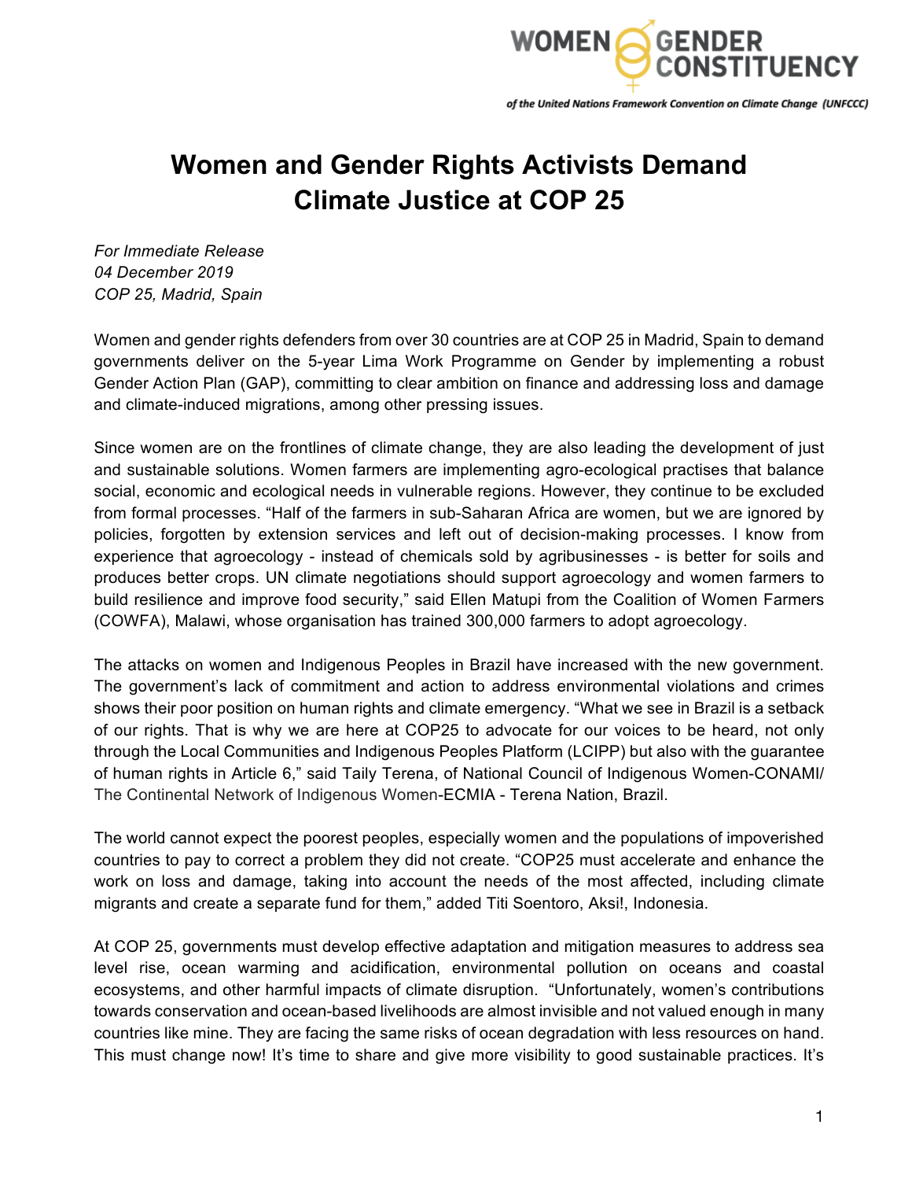WOMEN GENDER CONSTITUENCY

*of the United Nations Framework Convention on Climate Change (UNFCCC)*

# Women and Gender Rights Activists Demand Climate Justice at COP 25

*For Immediate Release*
*04 December 2019*
*COP 25, Madrid, Spain*

Women and gender rights defenders from over 30 countries are at COP 25 in Madrid, Spain to demand governments deliver on the 5-year Lima Work Programme on Gender by implementing a robust Gender Action Plan (GAP), committing to clear ambition on finance and addressing loss and damage and climate-induced migrations, among other pressing issues.

Since women are on the frontlines of climate change, they are also leading the development of just and sustainable solutions. Women farmers are implementing agro-ecological practises that balance social, economic and ecological needs in vulnerable regions. However, they continue to be excluded from formal processes. "Half of the farmers in sub-Saharan Africa are women, but we are ignored by policies, forgotten by extension services and left out of decision-making processes. I know from experience that agroecology - instead of chemicals sold by agribusinesses - is better for soils and produces better crops. UN climate negotiations should support agroecology and women farmers to build resilience and improve food security," said Ellen Matupi from the Coalition of Women Farmers (COWFA), Malawi, whose organisation has trained 300,000 farmers to adopt agroecology.

The attacks on women and Indigenous Peoples in Brazil have increased with the new government. The government's lack of commitment and action to address environmental violations and crimes shows their poor position on human rights and climate emergency. "What we see in Brazil is a setback of our rights. That is why we are here at COP25 to advocate for our voices to be heard, not only through the Local Communities and Indigenous Peoples Platform (LCIPP) but also with the guarantee of human rights in Article 6," said Taily Terena, of National Council of Indigenous Women-CONAMI/ The Continental Network of Indigenous Women-ECMIA - Terena Nation, Brazil.

The world cannot expect the poorest peoples, especially women and the populations of impoverished countries to pay to correct a problem they did not create. "COP25 must accelerate and enhance the work on loss and damage, taking into account the needs of the most affected, including climate migrants and create a separate fund for them," added Titi Soentoro, Aksi!, Indonesia.

At COP 25, governments must develop effective adaptation and mitigation measures to address sea level rise, ocean warming and acidification, environmental pollution on oceans and coastal ecosystems, and other harmful impacts of climate disruption. "Unfortunately, women's contributions towards conservation and ocean-based livelihoods are almost invisible and not valued enough in many countries like mine. They are facing the same risks of ocean degradation with less resources on hand. This must change now! It's time to share and give more visibility to good sustainable practices. It's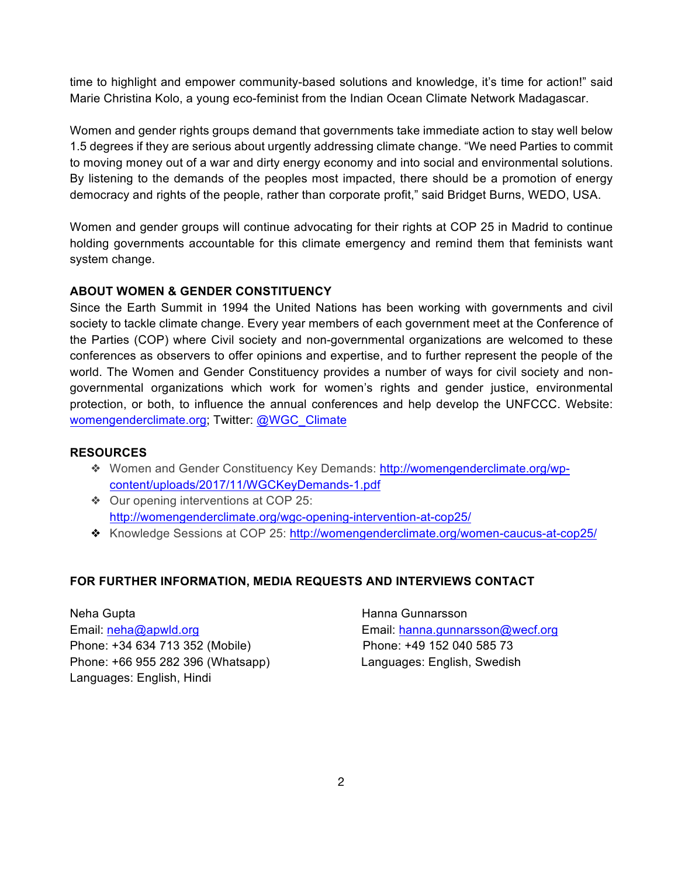time to highlight and empower community-based solutions and knowledge, it's time for action!" said Marie Christina Kolo, a young eco-feminist from the Indian Ocean Climate Network Madagascar.

Women and gender rights groups demand that governments take immediate action to stay well below 1.5 degrees if they are serious about urgently addressing climate change. "We need Parties to commit to moving money out of a war and dirty energy economy and into social and environmental solutions. By listening to the demands of the peoples most impacted, there should be a promotion of energy democracy and rights of the people, rather than corporate profit," said Bridget Burns, WEDO, USA.

Women and gender groups will continue advocating for their rights at COP 25 in Madrid to continue holding governments accountable for this climate emergency and remind them that feminists want system change.

**ABOUT WOMEN & GENDER CONSTITUENCY**

Since the Earth Summit in 1994 the United Nations has been working with governments and civil society to tackle climate change. Every year members of each government meet at the Conference of the Parties (COP) where Civil society and non-governmental organizations are welcomed to these conferences as observers to offer opinions and expertise, and to further represent the people of the world. The Women and Gender Constituency provides a number of ways for civil society and non-governmental organizations which work for women's rights and gender justice, environmental protection, or both, to influence the annual conferences and help develop the UNFCCC. Website: womengenderclimate.org; Twitter: @WGC_Climate

**RESOURCES**

- Women and Gender Constituency Key Demands: http://womengenderclimate.org/wp-content/uploads/2017/11/WGCKeyDemands-1.pdf
- Our opening interventions at COP 25: http://womengenderclimate.org/wgc-opening-intervention-at-cop25/
- Knowledge Sessions at COP 25: http://womengenderclimate.org/women-caucus-at-cop25/

**FOR FURTHER INFORMATION, MEDIA REQUESTS AND INTERVIEWS CONTACT**

Neha Gupta
Email: neha@apwld.org
Phone: +34 634 713 352 (Mobile)
Phone: +66 955 282 396 (Whatsapp)
Languages: English, Hindi

Hanna Gunnarsson
Email: hanna.gunnarsson@wecf.org
Phone: +49 152 040 585 73
Languages: English, Swedish